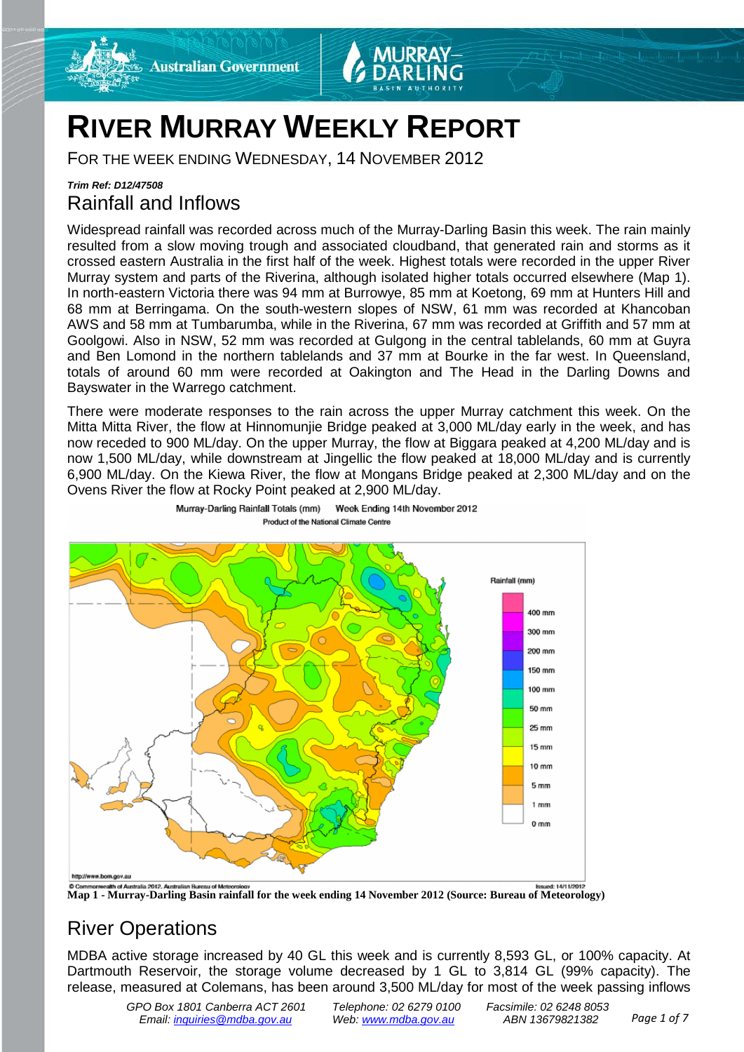# RIVER MURRAY WEEKLY REPORT

FOR THE WEEK ENDING WEDNESDAY, 14 NOVEMBER 2012

***Trim Ref: D12/47508***

## Rainfall and Inflows

Widespread rainfall was recorded across much of the Murray-Darling Basin this week. The rain mainly resulted from a slow moving trough and associated cloudband, that generated rain and storms as it crossed eastern Australia in the first half of the week. Highest totals were recorded in the upper River Murray system and parts of the Riverina, although isolated higher totals occurred elsewhere (Map 1). In north-eastern Victoria there was 94 mm at Burrowye, 85 mm at Koetong, 69 mm at Hunters Hill and 68 mm at Berringama. On the south-western slopes of NSW, 61 mm was recorded at Khancoban AWS and 58 mm at Tumbarumba, while in the Riverina, 67 mm was recorded at Griffith and 57 mm at Goolgowi. Also in NSW, 52 mm was recorded at Gulgong in the central tablelands, 60 mm at Guyra and Ben Lomond in the northern tablelands and 37 mm at Bourke in the far west. In Queensland, totals of around 60 mm were recorded at Oakington and The Head in the Darling Downs and Bayswater in the Warrego catchment.

There were moderate responses to the rain across the upper Murray catchment this week. On the Mitta Mitta River, the flow at Hinnomunjie Bridge peaked at 3,000 ML/day early in the week, and has now receded to 900 ML/day. On the upper Murray, the flow at Biggara peaked at 4,200 ML/day and is now 1,500 ML/day, while downstream at Jingellic the flow peaked at 18,000 ML/day and is currently 6,900 ML/day. On the Kiewa River, the flow at Mongans Bridge peaked at 2,300 ML/day and on the Ovens River the flow at Rocky Point peaked at 2,900 ML/day.

**Map 1 - Murray-Darling Basin rainfall for the week ending 14 November 2012 (Source: Bureau of Meteorology)**

## River Operations

MDBA active storage increased by 40 GL this week and is currently 8,593 GL, or 100% capacity. At Dartmouth Reservoir, the storage volume decreased by 1 GL to 3,814 GL (99% capacity). The release, measured at Colemans, has been around 3,500 ML/day for most of the week passing inflows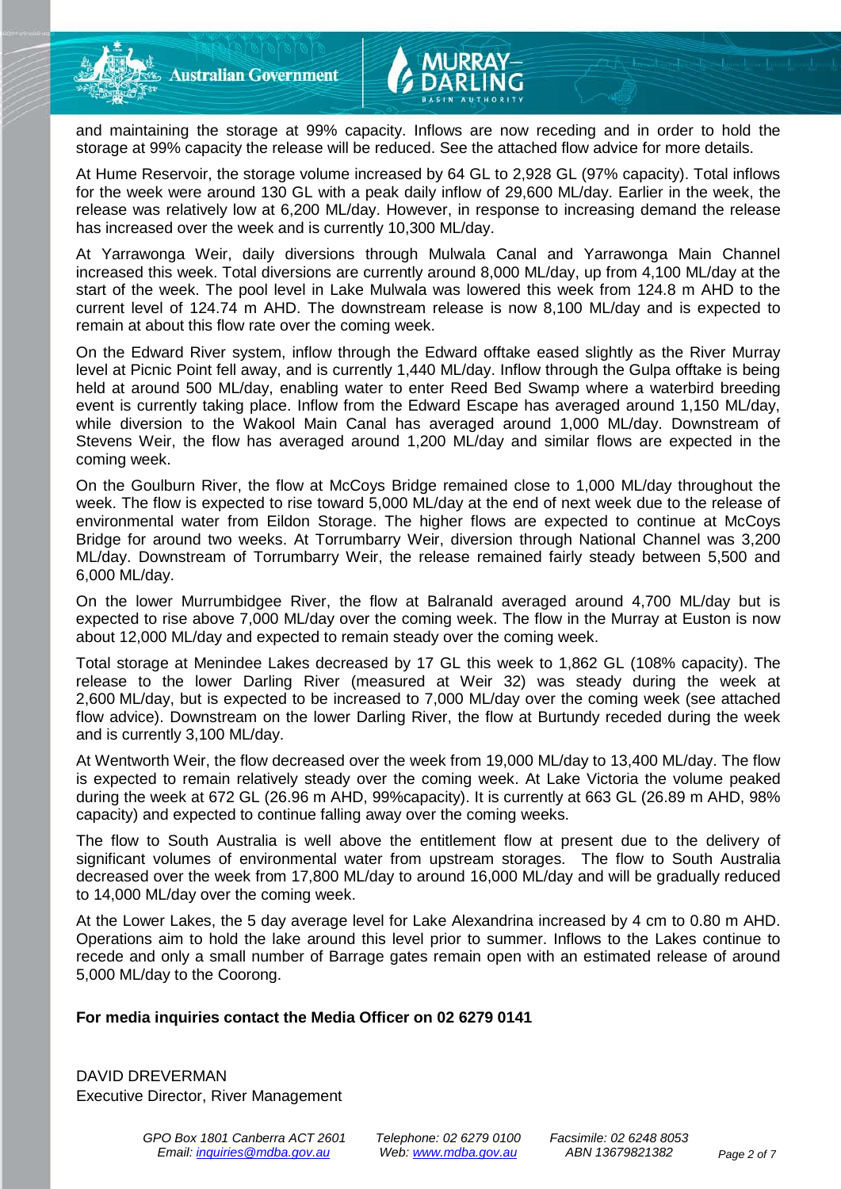and maintaining the storage at 99% capacity. Inflows are now receding and in order to hold the storage at 99% capacity the release will be reduced. See the attached flow advice for more details.

At Hume Reservoir, the storage volume increased by 64 GL to 2,928 GL (97% capacity). Total inflows for the week were around 130 GL with a peak daily inflow of 29,600 ML/day. Earlier in the week, the release was relatively low at 6,200 ML/day. However, in response to increasing demand the release has increased over the week and is currently 10,300 ML/day.

At Yarrawonga Weir, daily diversions through Mulwala Canal and Yarrawonga Main Channel increased this week. Total diversions are currently around 8,000 ML/day, up from 4,100 ML/day at the start of the week. The pool level in Lake Mulwala was lowered this week from 124.8 m AHD to the current level of 124.74 m AHD. The downstream release is now 8,100 ML/day and is expected to remain at about this flow rate over the coming week.

On the Edward River system, inflow through the Edward offtake eased slightly as the River Murray level at Picnic Point fell away, and is currently 1,440 ML/day. Inflow through the Gulpa offtake is being held at around 500 ML/day, enabling water to enter Reed Bed Swamp where a waterbird breeding event is currently taking place. Inflow from the Edward Escape has averaged around 1,150 ML/day, while diversion to the Wakool Main Canal has averaged around 1,000 ML/day. Downstream of Stevens Weir, the flow has averaged around 1,200 ML/day and similar flows are expected in the coming week.

On the Goulburn River, the flow at McCoys Bridge remained close to 1,000 ML/day throughout the week. The flow is expected to rise toward 5,000 ML/day at the end of next week due to the release of environmental water from Eildon Storage. The higher flows are expected to continue at McCoys Bridge for around two weeks. At Torrumbarry Weir, diversion through National Channel was 3,200 ML/day. Downstream of Torrumbarry Weir, the release remained fairly steady between 5,500 and 6,000 ML/day.

On the lower Murrumbidgee River, the flow at Balranald averaged around 4,700 ML/day but is expected to rise above 7,000 ML/day over the coming week. The flow in the Murray at Euston is now about 12,000 ML/day and expected to remain steady over the coming week.

Total storage at Menindee Lakes decreased by 17 GL this week to 1,862 GL (108% capacity). The release to the lower Darling River (measured at Weir 32) was steady during the week at 2,600 ML/day, but is expected to be increased to 7,000 ML/day over the coming week (see attached flow advice). Downstream on the lower Darling River, the flow at Burtundy receded during the week and is currently 3,100 ML/day.

At Wentworth Weir, the flow decreased over the week from 19,000 ML/day to 13,400 ML/day. The flow is expected to remain relatively steady over the coming week. At Lake Victoria the volume peaked during the week at 672 GL (26.96 m AHD, 99%capacity). It is currently at 663 GL (26.89 m AHD, 98% capacity) and expected to continue falling away over the coming weeks.

The flow to South Australia is well above the entitlement flow at present due to the delivery of significant volumes of environmental water from upstream storages. The flow to South Australia decreased over the week from 17,800 ML/day to around 16,000 ML/day and will be gradually reduced to 14,000 ML/day over the coming week.

At the Lower Lakes, the 5 day average level for Lake Alexandrina increased by 4 cm to 0.80 m AHD. Operations aim to hold the lake around this level prior to summer. Inflows to the Lakes continue to recede and only a small number of Barrage gates remain open with an estimated release of around 5,000 ML/day to the Coorong.

**For media inquiries contact the Media Officer on 02 6279 0141**

DAVID DREVERMAN
Executive Director, River Management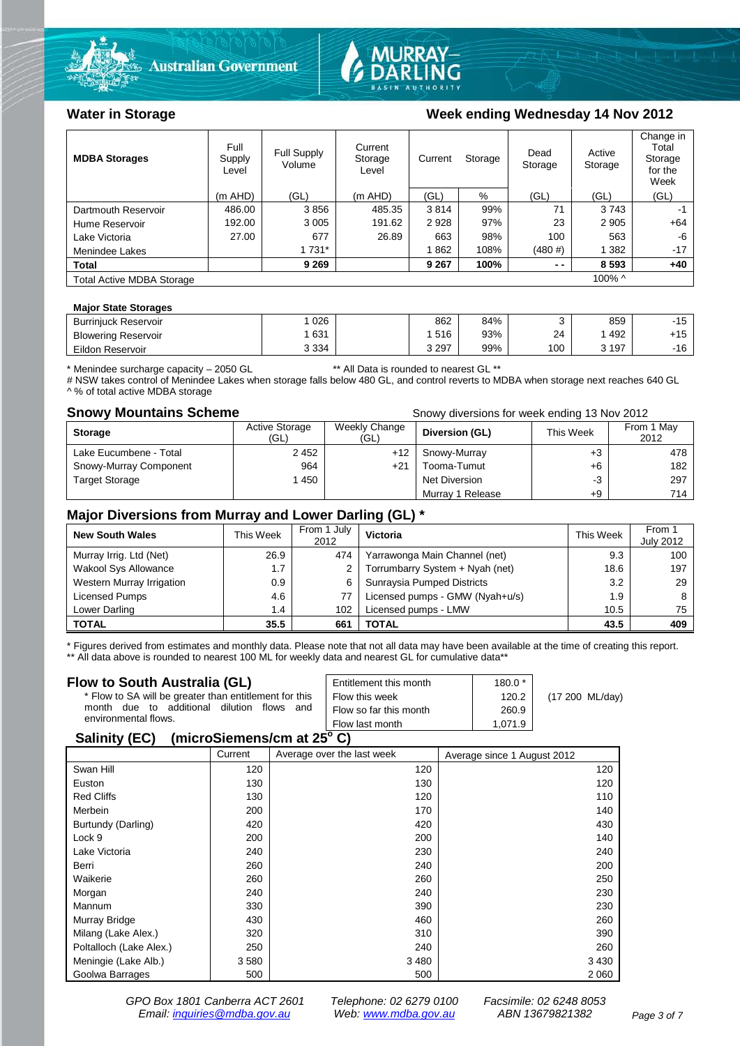## Water in Storage

### Week ending Wednesday 14 Nov 2012

| MDBA Storages | Full Supply Level | Full Supply Volume | Current Storage Level | Current Storage | | Dead Storage | Active Storage | Change in Total Storage for the Week |
|---|---|---|---|---|---|---|---|---|
| | (m AHD) | (GL) | (m AHD) | (GL) | % | (GL) | (GL) | (GL) |
| Dartmouth Reservoir | 486.00 | 3 856 | 485.35 | 3 814 | 99% | 71 | 3 743 | -1 |
| Hume Reservoir | 192.00 | 3 005 | 191.62 | 2 928 | 97% | 23 | 2 905 | +64 |
| Lake Victoria | 27.00 | 677 | 26.89 | 663 | 98% | 100 | 563 | -6 |
| Menindee Lakes | | 1 731* | | 1 862 | 108% | (480 #) | 1 382 | -17 |
| **Total** | | **9 269** | | **9 267** | **100%** | **- -** | **8 593** | **+40** |
| Total Active MDBA Storage | | | | | | | 100% ^ | |

**Major State Storages**

| Storage | Full Supply Volume (GL) | | Current Storage (GL) | % | Dead Storage (GL) | Active Storage (GL) | Change (GL) |
|---|---|---|---|---|---|---|---|
| Burrinjuck Reservoir | 1 026 | | 862 | 84% | 3 | 859 | -15 |
| Blowering Reservoir | 1 631 | | 1 516 | 93% | 24 | 1 492 | +15 |
| Eildon Reservoir | 3 334 | | 3 297 | 99% | 100 | 3 197 | -16 |

\* Menindee surcharge capacity – 2050 GL    ** All Data is rounded to nearest GL **

# NSW takes control of Menindee Lakes when storage falls below 480 GL, and control reverts to MDBA when storage next reaches 640 GL

^ % of total active MDBA storage

## Snowy Mountains Scheme

Snowy diversions for week ending 13 Nov 2012

| Storage | Active Storage (GL) | Weekly Change (GL) | Diversion (GL) | This Week | From 1 May 2012 |
|---|---|---|---|---|---|
| Lake Eucumbene - Total | 2 452 | +12 | Snowy-Murray | +3 | 478 |
| Snowy-Murray Component | 964 | +21 | Tooma-Tumut | +6 | 182 |
| Target Storage | 1 450 | | Net Diversion | -3 | 297 |
| | | | Murray 1 Release | +9 | 714 |

## Major Diversions from Murray and Lower Darling (GL) *

| New South Wales | This Week | From 1 July 2012 | Victoria | This Week | From 1 July 2012 |
|---|---|---|---|---|---|
| Murray Irrig. Ltd (Net) | 26.9 | 474 | Yarrawonga Main Channel (net) | 9.3 | 100 |
| Wakool Sys Allowance | 1.7 | 2 | Torrumbarry System + Nyah (net) | 18.6 | 197 |
| Western Murray Irrigation | 0.9 | 6 | Sunraysia Pumped Districts | 3.2 | 29 |
| Licensed Pumps | 4.6 | 77 | Licensed pumps - GMW (Nyah+u/s) | 1.9 | 8 |
| Lower Darling | 1.4 | 102 | Licensed pumps - LMW | 10.5 | 75 |
| **TOTAL** | **35.5** | **661** | **TOTAL** | **43.5** | **409** |

\* Figures derived from estimates and monthly data. Please note that not all data may have been available at the time of creating this report.

** All data above is rounded to nearest 100 ML for weekly data and nearest GL for cumulative data**

## Flow to South Australia (GL)

\* Flow to SA will be greater than entitlement for this month due to additional dilution flows and environmental flows.

| | | |
|---|---|---|
| Entitlement this month | 180.0 * | |
| Flow this week | 120.2 | (17 200 ML/day) |
| Flow so far this month | 260.9 | |
| Flow last month | 1,071.9 | |

## Salinity (EC) (microSiemens/cm at 25° C)

| | Current | Average over the last week | Average since 1 August 2012 |
|---|---|---|---|
| Swan Hill | 120 | 120 | 120 |
| Euston | 130 | 130 | 120 |
| Red Cliffs | 130 | 120 | 110 |
| Merbein | 200 | 170 | 140 |
| Burtundy (Darling) | 420 | 420 | 430 |
| Lock 9 | 200 | 200 | 140 |
| Lake Victoria | 240 | 230 | 240 |
| Berri | 260 | 240 | 200 |
| Waikerie | 260 | 260 | 250 |
| Morgan | 240 | 240 | 230 |
| Mannum | 330 | 390 | 230 |
| Murray Bridge | 430 | 460 | 260 |
| Milang (Lake Alex.) | 320 | 310 | 390 |
| Poltalloch (Lake Alex.) | 250 | 240 | 260 |
| Meningie (Lake Alb.) | 3 580 | 3 480 | 3 430 |
| Goolwa Barrages | 500 | 500 | 2 060 |

*GPO Box 1801 Canberra ACT 2601 Telephone: 02 6279 0100 Facsimile: 02 6248 8053*
*Email: inquiries@mdba.gov.au Web: www.mdba.gov.au ABN 13679821382*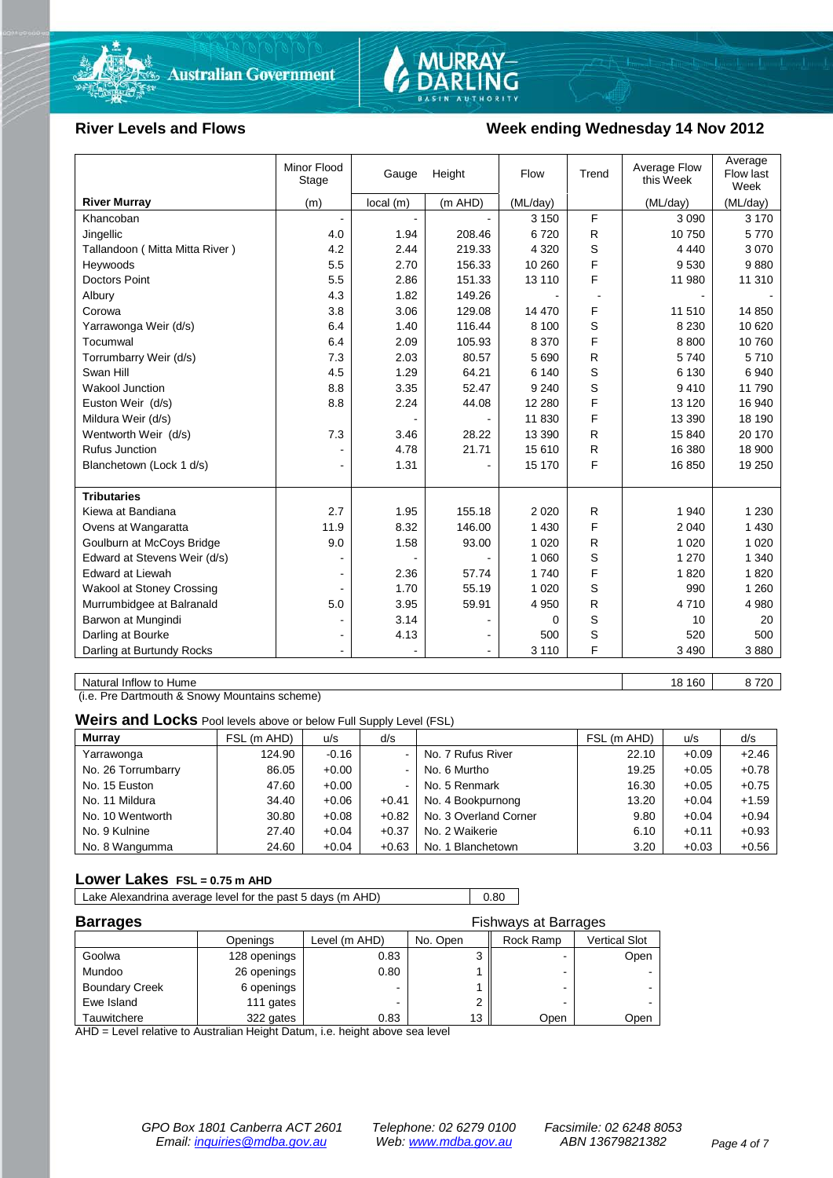Australian Government | MURRAY–DARLING BASIN AUTHORITY

## River Levels and Flows

## Week ending Wednesday 14 Nov 2012

| River Murray | Minor Flood Stage (m) | Gauge local (m) | Height (m AHD) | Flow (ML/day) | Trend | Average Flow this Week (ML/day) | Average Flow last Week (ML/day) |
|---|---|---|---|---|---|---|---|
| Khancoban | - | - | - | 3 150 | F | 3 090 | 3 170 |
| Jingellic | 4.0 | 1.94 | 208.46 | 6 720 | R | 10 750 | 5 770 |
| Tallandoon ( Mitta Mitta River ) | 4.2 | 2.44 | 219.33 | 4 320 | S | 4 440 | 3 070 |
| Heywoods | 5.5 | 2.70 | 156.33 | 10 260 | F | 9 530 | 9 880 |
| Doctors Point | 5.5 | 2.86 | 151.33 | 13 110 | F | 11 980 | 11 310 |
| Albury | 4.3 | 1.82 | 149.26 | - | - | - | - |
| Corowa | 3.8 | 3.06 | 129.08 | 14 470 | F | 11 510 | 14 850 |
| Yarrawonga Weir (d/s) | 6.4 | 1.40 | 116.44 | 8 100 | S | 8 230 | 10 620 |
| Tocumwal | 6.4 | 2.09 | 105.93 | 8 370 | F | 8 800 | 10 760 |
| Torrumbarry Weir (d/s) | 7.3 | 2.03 | 80.57 | 5 690 | R | 5 740 | 5 710 |
| Swan Hill | 4.5 | 1.29 | 64.21 | 6 140 | S | 6 130 | 6 940 |
| Wakool Junction | 8.8 | 3.35 | 52.47 | 9 240 | S | 9 410 | 11 790 |
| Euston Weir (d/s) | 8.8 | 2.24 | 44.08 | 12 280 | F | 13 120 | 16 940 |
| Mildura Weir (d/s) | | - | - | 11 830 | F | 13 390 | 18 190 |
| Wentworth Weir (d/s) | 7.3 | 3.46 | 28.22 | 13 390 | R | 15 840 | 20 170 |
| Rufus Junction | - | 4.78 | 21.71 | 15 610 | R | 16 380 | 18 900 |
| Blanchetown (Lock 1 d/s) | - | 1.31 | - | 15 170 | F | 16 850 | 19 250 |
| **Tributaries** | | | | | | | |
| Kiewa at Bandiana | 2.7 | 1.95 | 155.18 | 2 020 | R | 1 940 | 1 230 |
| Ovens at Wangaratta | 11.9 | 8.32 | 146.00 | 1 430 | F | 2 040 | 1 430 |
| Goulburn at McCoys Bridge | 9.0 | 1.58 | 93.00 | 1 020 | R | 1 020 | 1 020 |
| Edward at Stevens Weir (d/s) | - | - | - | 1 060 | S | 1 270 | 1 340 |
| Edward at Liewah | - | 2.36 | 57.74 | 1 740 | F | 1 820 | 1 820 |
| Wakool at Stoney Crossing | - | 1.70 | 55.19 | 1 020 | S | 990 | 1 260 |
| Murrumbidgee at Balranald | 5.0 | 3.95 | 59.91 | 4 950 | R | 4 710 | 4 980 |
| Barwon at Mungindi | - | 3.14 | - | 0 | S | 10 | 20 |
| Darling at Bourke | - | 4.13 | - | 500 | S | 520 | 500 |
| Darling at Burtundy Rocks | - | - | - | 3 110 | F | 3 490 | 3 880 |

| | This Week | Last Week |
|---|---|---|
| Natural Inflow to Hume | 18 160 | 8 720 |

(i.e. Pre Dartmouth & Snowy Mountains scheme)

## Weirs and Locks
Pool levels above or below Full Supply Level (FSL)

| Murray | FSL (m AHD) | u/s | d/s | | FSL (m AHD) | u/s | d/s |
|---|---|---|---|---|---|---|---|
| Yarrawonga | 124.90 | -0.16 | - | No. 7 Rufus River | 22.10 | +0.09 | +2.46 |
| No. 26 Torrumbarry | 86.05 | +0.00 | - | No. 6 Murtho | 19.25 | +0.05 | +0.78 |
| No. 15 Euston | 47.60 | +0.00 | - | No. 5 Renmark | 16.30 | +0.05 | +0.75 |
| No. 11 Mildura | 34.40 | +0.06 | +0.41 | No. 4 Bookpurnong | 13.20 | +0.04 | +1.59 |
| No. 10 Wentworth | 30.80 | +0.08 | +0.82 | No. 3 Overland Corner | 9.80 | +0.04 | +0.94 |
| No. 9 Kulnine | 27.40 | +0.04 | +0.37 | No. 2 Waikerie | 6.10 | +0.11 | +0.93 |
| No. 8 Wangumma | 24.60 | +0.04 | +0.63 | No. 1 Blanchetown | 3.20 | +0.03 | +0.56 |

## Lower Lakes
FSL = 0.75 m AHD

| | |
|---|---|
| Lake Alexandrina average level for the past 5 days (m AHD) | 0.80 |

## Barrages

| | Openings | Level (m AHD) | No. Open | Fishways at Barrages: Rock Ramp | Fishways at Barrages: Vertical Slot |
|---|---|---|---|---|---|
| Goolwa | 128 openings | 0.83 | 3 | - | Open |
| Mundoo | 26 openings | 0.80 | 1 | - | - |
| Boundary Creek | 6 openings | - | 1 | - | - |
| Ewe Island | 111 gates | - | 2 | - | - |
| Tauwitchere | 322 gates | 0.83 | 13 | Open | Open |

AHD = Level relative to Australian Height Datum, i.e. height above sea level

*GPO Box 1801 Canberra ACT 2601* *Telephone: 02 6279 0100* *Facsimile: 02 6248 8053*
*Email: inquiries@mdba.gov.au* *Web: www.mdba.gov.au* *ABN 13679821382*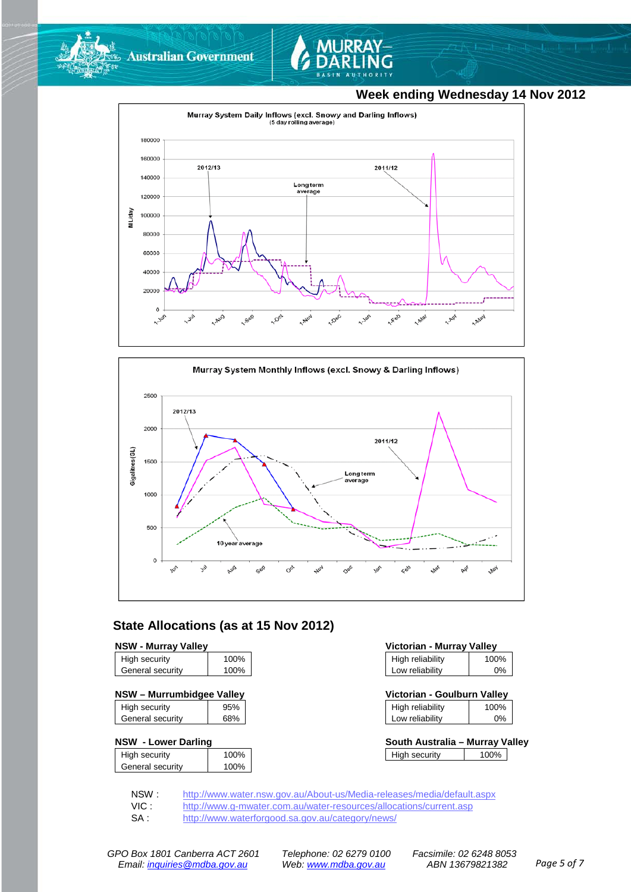## Week ending Wednesday 14 Nov 2012

Murray System Daily Inflows (excl. Snowy and Darling Inflows)
(5 day rolling average)

Murray System Monthly Inflows (excl. Snowy & Darling Inflows)

## State Allocations (as at 15 Nov 2012)

**NSW - Murray Valley**

| | |
|---|---|
| High security | 100% |
| General security | 100% |

**NSW – Murrumbidgee Valley**

| | |
|---|---|
| High security | 95% |
| General security | 68% |

**NSW - Lower Darling**

| | |
|---|---|
| High security | 100% |
| General security | 100% |

**Victorian - Murray Valley**

| | |
|---|---|
| High reliability | 100% |
| Low reliability | 0% |

**Victorian - Goulburn Valley**

| | |
|---|---|
| High reliability | 100% |
| Low reliability | 0% |

**South Australia – Murray Valley**

| | |
|---|---|
| High security | 100% |

NSW : http://www.water.nsw.gov.au/About-us/Media-releases/media/default.aspx
VIC : http://www.g-mwater.com.au/water-resources/allocations/current.asp
SA : http://www.waterforgood.sa.gov.au/category/news/

*GPO Box 1801 Canberra ACT 2601* *Telephone: 02 6279 0100* *Facsimile: 02 6248 8053*
*Email: inquiries@mdba.gov.au* *Web: www.mdba.gov.au* *ABN 13679821382*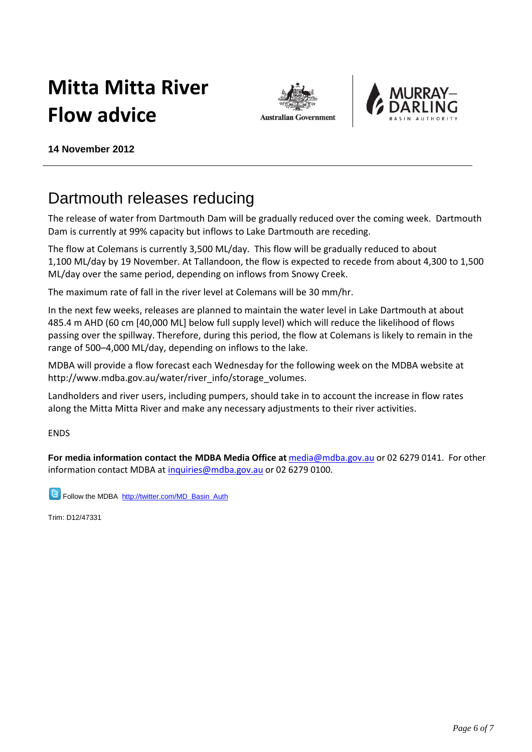# Mitta Mitta River Flow advice

**14 November 2012**

---

## Dartmouth releases reducing

The release of water from Dartmouth Dam will be gradually reduced over the coming week. Dartmouth Dam is currently at 99% capacity but inflows to Lake Dartmouth are receding.

The flow at Colemans is currently 3,500 ML/day. This flow will be gradually reduced to about 1,100 ML/day by 19 November. At Tallandoon, the flow is expected to recede from about 4,300 to 1,500 ML/day over the same period, depending on inflows from Snowy Creek.

The maximum rate of fall in the river level at Colemans will be 30 mm/hr.

In the next few weeks, releases are planned to maintain the water level in Lake Dartmouth at about 485.4 m AHD (60 cm [40,000 ML] below full supply level) which will reduce the likelihood of flows passing over the spillway. Therefore, during this period, the flow at Colemans is likely to remain in the range of 500–4,000 ML/day, depending on inflows to the lake.

MDBA will provide a flow forecast each Wednesday for the following week on the MDBA website at http://www.mdba.gov.au/water/river_info/storage_volumes.

Landholders and river users, including pumpers, should take in to account the increase in flow rates along the Mitta Mitta River and make any necessary adjustments to their river activities.

ENDS

**For media information contact the MDBA Media Office at** media@mdba.gov.au or 02 6279 0141. For other information contact MDBA at inquiries@mdba.gov.au or 02 6279 0100.

Follow the MDBA http://twitter.com/MD_Basin_Auth

Trim: D12/47331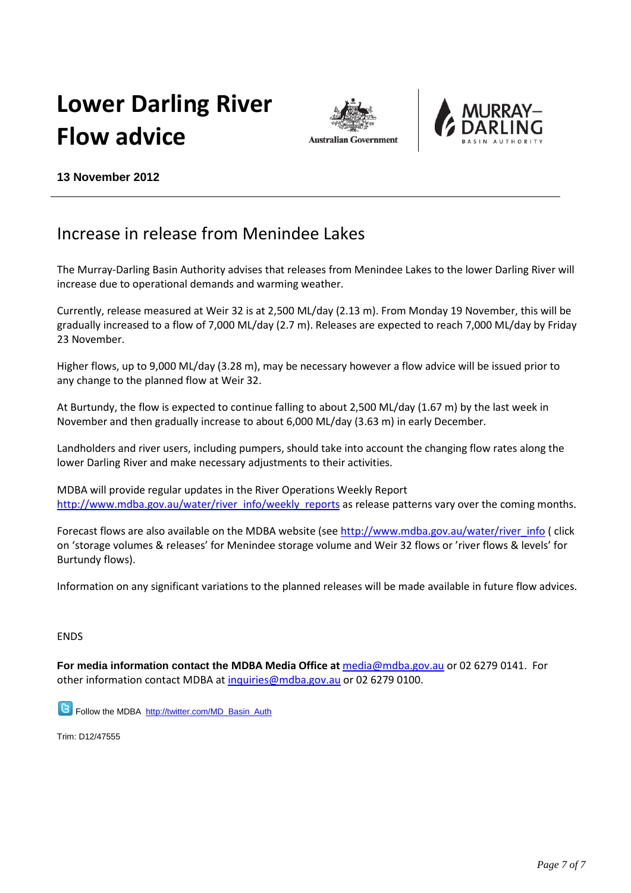# Lower Darling River Flow advice

Australian Government

MURRAY–DARLING BASIN AUTHORITY

**13 November 2012**

---

## Increase in release from Menindee Lakes

The Murray-Darling Basin Authority advises that releases from Menindee Lakes to the lower Darling River will increase due to operational demands and warming weather.

Currently, release measured at Weir 32 is at 2,500 ML/day (2.13 m). From Monday 19 November, this will be gradually increased to a flow of 7,000 ML/day (2.7 m). Releases are expected to reach 7,000 ML/day by Friday 23 November.

Higher flows, up to 9,000 ML/day (3.28 m), may be necessary however a flow advice will be issued prior to any change to the planned flow at Weir 32.

At Burtundy, the flow is expected to continue falling to about 2,500 ML/day (1.67 m) by the last week in November and then gradually increase to about 6,000 ML/day (3.63 m) in early December.

Landholders and river users, including pumpers, should take into account the changing flow rates along the lower Darling River and make necessary adjustments to their activities.

MDBA will provide regular updates in the River Operations Weekly Report http://www.mdba.gov.au/water/river_info/weekly_reports as release patterns vary over the coming months.

Forecast flows are also available on the MDBA website (see http://www.mdba.gov.au/water/river_info ( click on 'storage volumes & releases' for Menindee storage volume and Weir 32 flows or 'river flows & levels' for Burtundy flows).

Information on any significant variations to the planned releases will be made available in future flow advices.

ENDS

**For media information contact the MDBA Media Office at** media@mdba.gov.au or 02 6279 0141. For other information contact MDBA at inquiries@mdba.gov.au or 02 6279 0100.

Follow the MDBA http://twitter.com/MD_Basin_Auth

Trim: D12/47555